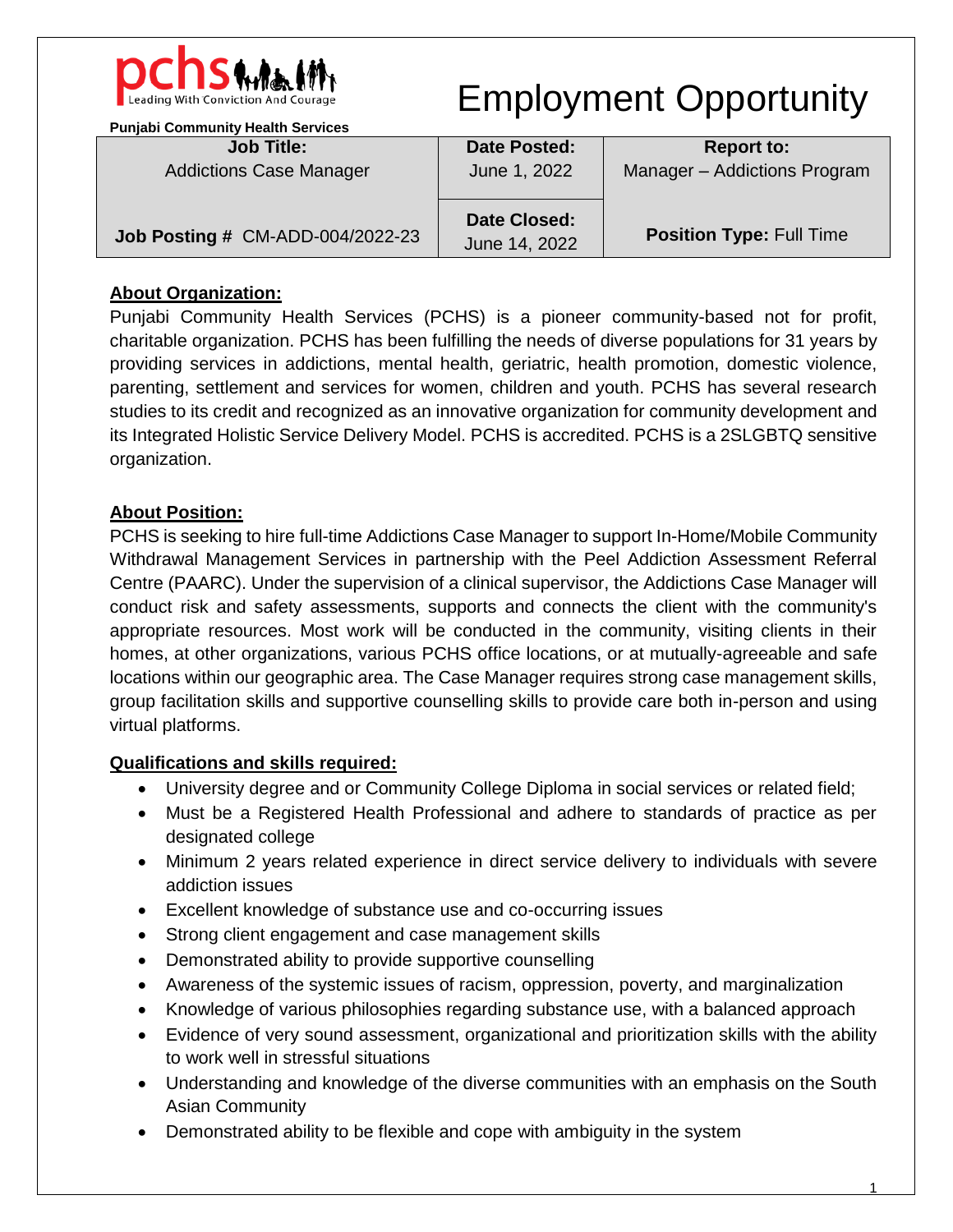**pchs** Leading With Conviction And Courage

**Punjabi Community Health Services**

# Employment Opportunity

| **Job Title:** Addictions Case Manager | **Date Posted:** June 1, 2022 | **Report to:** Manager – Addictions Program |
|---|---|---|
| **Job Posting #** CM-ADD-004/2022-23 | **Date Closed:** June 14, 2022 | **Position Type:** Full Time |

## About Organization:

Punjabi Community Health Services (PCHS) is a pioneer community-based not for profit, charitable organization. PCHS has been fulfilling the needs of diverse populations for 31 years by providing services in addictions, mental health, geriatric, health promotion, domestic violence, parenting, settlement and services for women, children and youth. PCHS has several research studies to its credit and recognized as an innovative organization for community development and its Integrated Holistic Service Delivery Model. PCHS is accredited. PCHS is a 2SLGBTQ sensitive organization.

## About Position:

PCHS is seeking to hire full-time Addictions Case Manager to support In-Home/Mobile Community Withdrawal Management Services in partnership with the Peel Addiction Assessment Referral Centre (PAARC). Under the supervision of a clinical supervisor, the Addictions Case Manager will conduct risk and safety assessments, supports and connects the client with the community's appropriate resources. Most work will be conducted in the community, visiting clients in their homes, at other organizations, various PCHS office locations, or at mutually-agreeable and safe locations within our geographic area. The Case Manager requires strong case management skills, group facilitation skills and supportive counselling skills to provide care both in-person and using virtual platforms.

## Qualifications and skills required:

- University degree and or Community College Diploma in social services or related field;
- Must be a Registered Health Professional and adhere to standards of practice as per designated college
- Minimum 2 years related experience in direct service delivery to individuals with severe addiction issues
- Excellent knowledge of substance use and co-occurring issues
- Strong client engagement and case management skills
- Demonstrated ability to provide supportive counselling
- Awareness of the systemic issues of racism, oppression, poverty, and marginalization
- Knowledge of various philosophies regarding substance use, with a balanced approach
- Evidence of very sound assessment, organizational and prioritization skills with the ability to work well in stressful situations
- Understanding and knowledge of the diverse communities with an emphasis on the South Asian Community
- Demonstrated ability to be flexible and cope with ambiguity in the system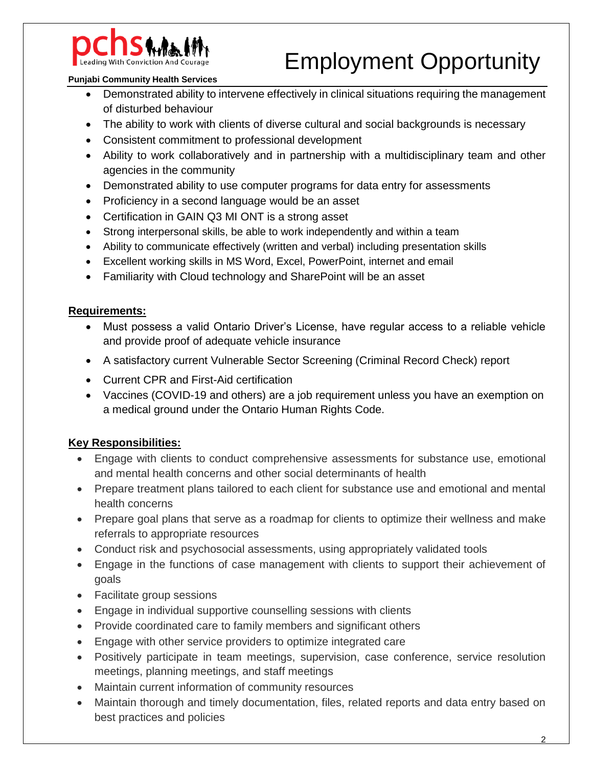- Demonstrated ability to intervene effectively in clinical situations requiring the management of disturbed behaviour
- The ability to work with clients of diverse cultural and social backgrounds is necessary
- Consistent commitment to professional development
- Ability to work collaboratively and in partnership with a multidisciplinary team and other agencies in the community
- Demonstrated ability to use computer programs for data entry for assessments
- Proficiency in a second language would be an asset
- Certification in GAIN Q3 MI ONT is a strong asset
- Strong interpersonal skills, be able to work independently and within a team
- Ability to communicate effectively (written and verbal) including presentation skills
- Excellent working skills in MS Word, Excel, PowerPoint, internet and email
- Familiarity with Cloud technology and SharePoint will be an asset

**Requirements:**

- Must possess a valid Ontario Driver's License, have regular access to a reliable vehicle and provide proof of adequate vehicle insurance
- A satisfactory current Vulnerable Sector Screening (Criminal Record Check) report
- Current CPR and First-Aid certification
- Vaccines (COVID-19 and others) are a job requirement unless you have an exemption on a medical ground under the Ontario Human Rights Code.

**Key Responsibilities:**

- Engage with clients to conduct comprehensive assessments for substance use, emotional and mental health concerns and other social determinants of health
- Prepare treatment plans tailored to each client for substance use and emotional and mental health concerns
- Prepare goal plans that serve as a roadmap for clients to optimize their wellness and make referrals to appropriate resources
- Conduct risk and psychosocial assessments, using appropriately validated tools
- Engage in the functions of case management with clients to support their achievement of goals
- Facilitate group sessions
- Engage in individual supportive counselling sessions with clients
- Provide coordinated care to family members and significant others
- Engage with other service providers to optimize integrated care
- Positively participate in team meetings, supervision, case conference, service resolution meetings, planning meetings, and staff meetings
- Maintain current information of community resources
- Maintain thorough and timely documentation, files, related reports and data entry based on best practices and policies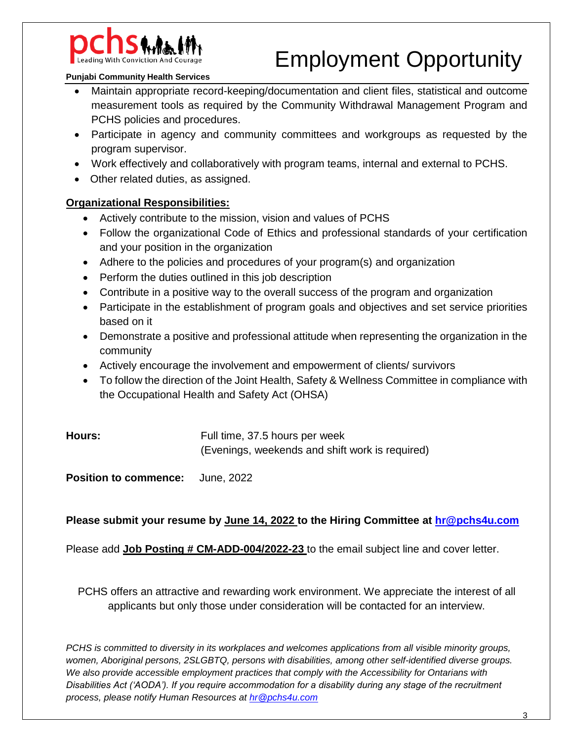- Maintain appropriate record-keeping/documentation and client files, statistical and outcome measurement tools as required by the Community Withdrawal Management Program and PCHS policies and procedures.
- Participate in agency and community committees and workgroups as requested by the program supervisor.
- Work effectively and collaboratively with program teams, internal and external to PCHS.
- Other related duties, as assigned.

**Organizational Responsibilities:**

- Actively contribute to the mission, vision and values of PCHS
- Follow the organizational Code of Ethics and professional standards of your certification and your position in the organization
- Adhere to the policies and procedures of your program(s) and organization
- Perform the duties outlined in this job description
- Contribute in a positive way to the overall success of the program and organization
- Participate in the establishment of program goals and objectives and set service priorities based on it
- Demonstrate a positive and professional attitude when representing the organization in the community
- Actively encourage the involvement and empowerment of clients/ survivors
- To follow the direction of the Joint Health, Safety & Wellness Committee in compliance with the Occupational Health and Safety Act (OHSA)

**Hours:** Full time, 37.5 hours per week
(Evenings, weekends and shift work is required)

**Position to commence:** June, 2022

**Please submit your resume by June 14, 2022 to the Hiring Committee at hr@pchs4u.com**

Please add **Job Posting # CM-ADD-004/2022-23** to the email subject line and cover letter.

PCHS offers an attractive and rewarding work environment. We appreciate the interest of all applicants but only those under consideration will be contacted for an interview.

*PCHS is committed to diversity in its workplaces and welcomes applications from all visible minority groups, women, Aboriginal persons, 2SLGBTQ, persons with disabilities, among other self-identified diverse groups. We also provide accessible employment practices that comply with the Accessibility for Ontarians with Disabilities Act ('AODA'). If you require accommodation for a disability during any stage of the recruitment process, please notify Human Resources at hr@pchs4u.com*